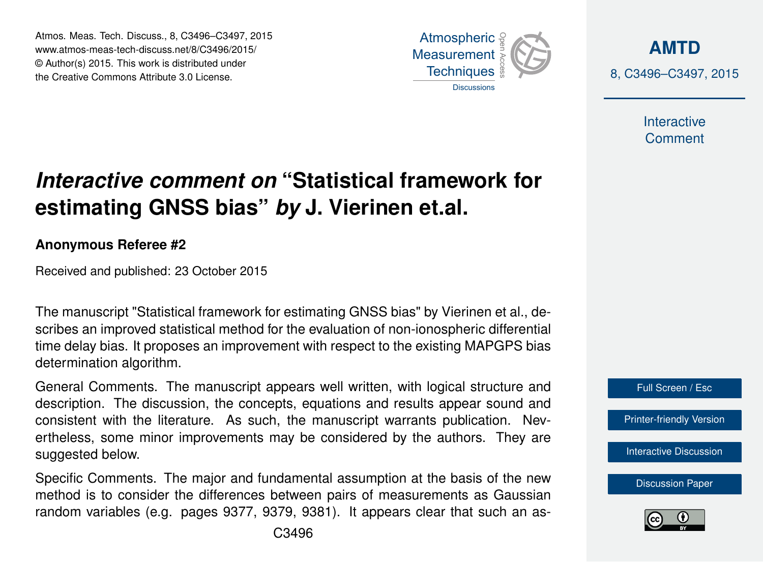# *Interactive comment on* "Statistical framework for estimating GNSS bias" *by* J. Vierinen et.al.

**Anonymous Referee #2**

Received and published: 23 October 2015

The manuscript "Statistical framework for estimating GNSS bias" by Vierinen et al., describes an improved statistical method for the evaluation of non-ionospheric differential time delay bias. It proposes an improvement with respect to the existing MAPGPS bias determination algorithm.

General Comments. The manuscript appears well written, with logical structure and description. The discussion, the concepts, equations and results appear sound and consistent with the literature. As such, the manuscript warrants publication. Nevertheless, some minor improvements may be considered by the authors. They are suggested below.

Specific Comments. The major and fundamental assumption at the basis of the new method is to consider the differences between pairs of measurements as Gaussian random variables (e.g. pages 9377, 9379, 9381). It appears clear that such an as-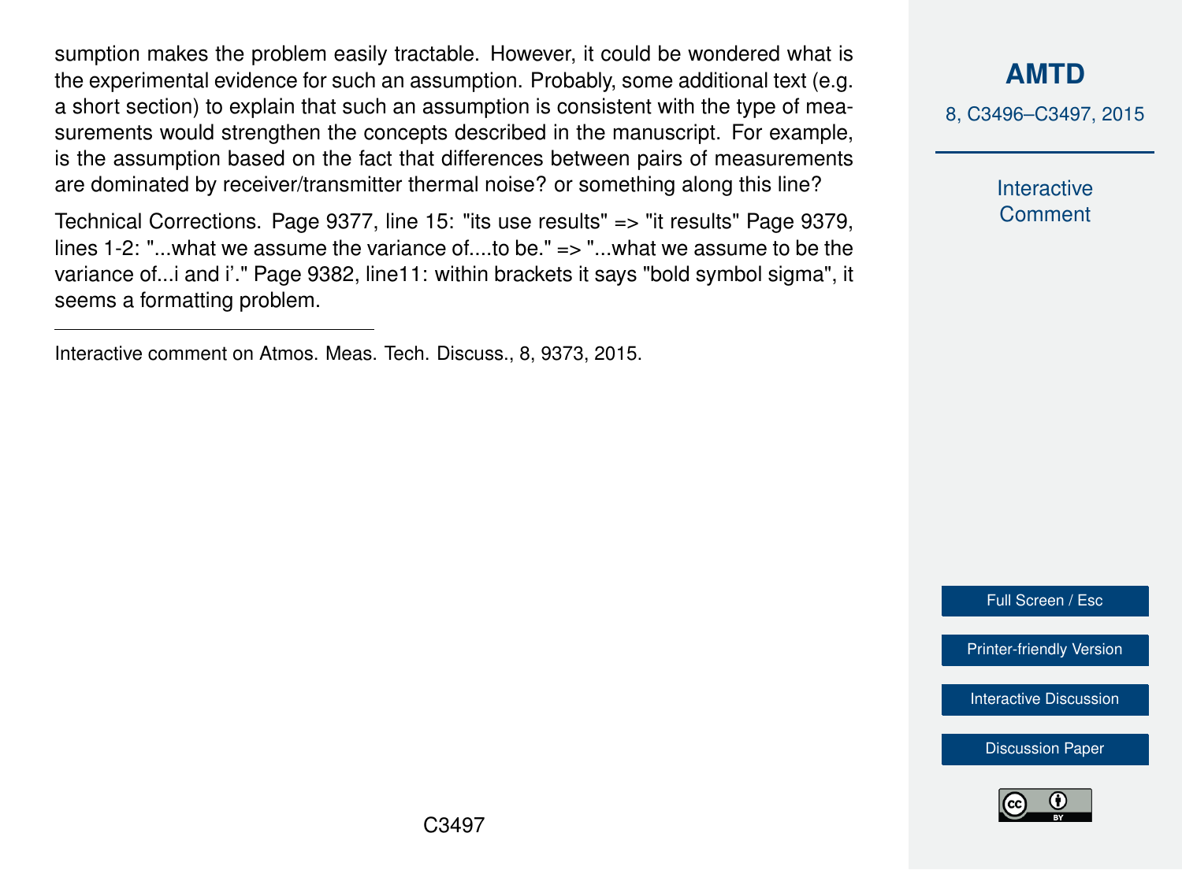sumption makes the problem easily tractable. However, it could be wondered what is the experimental evidence for such an assumption. Probably, some additional text (e.g. a short section) to explain that such an assumption is consistent with the type of measurements would strengthen the concepts described in the manuscript. For example, is the assumption based on the fact that differences between pairs of measurements are dominated by receiver/transmitter thermal noise? or something along this line?

Technical Corrections. Page 9377, line 15: "its use results" => "it results" Page 9379, lines 1-2: "...what we assume the variance of....to be." => "...what we assume to be the variance of...i and i'." Page 9382, line11: within brackets it says "bold symbol sigma", it seems a formatting problem.

---

Interactive comment on Atmos. Meas. Tech. Discuss., 8, 9373, 2015.